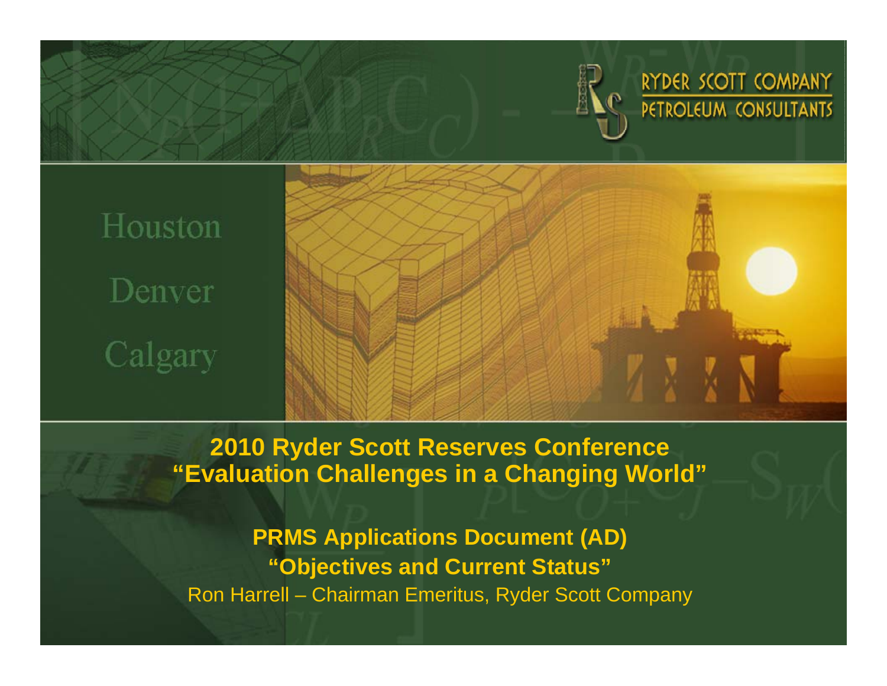RYDER SCOTT COMPANY
PETROLEUM CONSULTANTS

Houston

Denver

Calgary

# 2010 Ryder Scott Reserves Conference
# "Evaluation Challenges in a Changing World"

## PRMS Applications Document (AD)
## "Objectives and Current Status"

Ron Harrell – Chairman Emeritus, Ryder Scott Company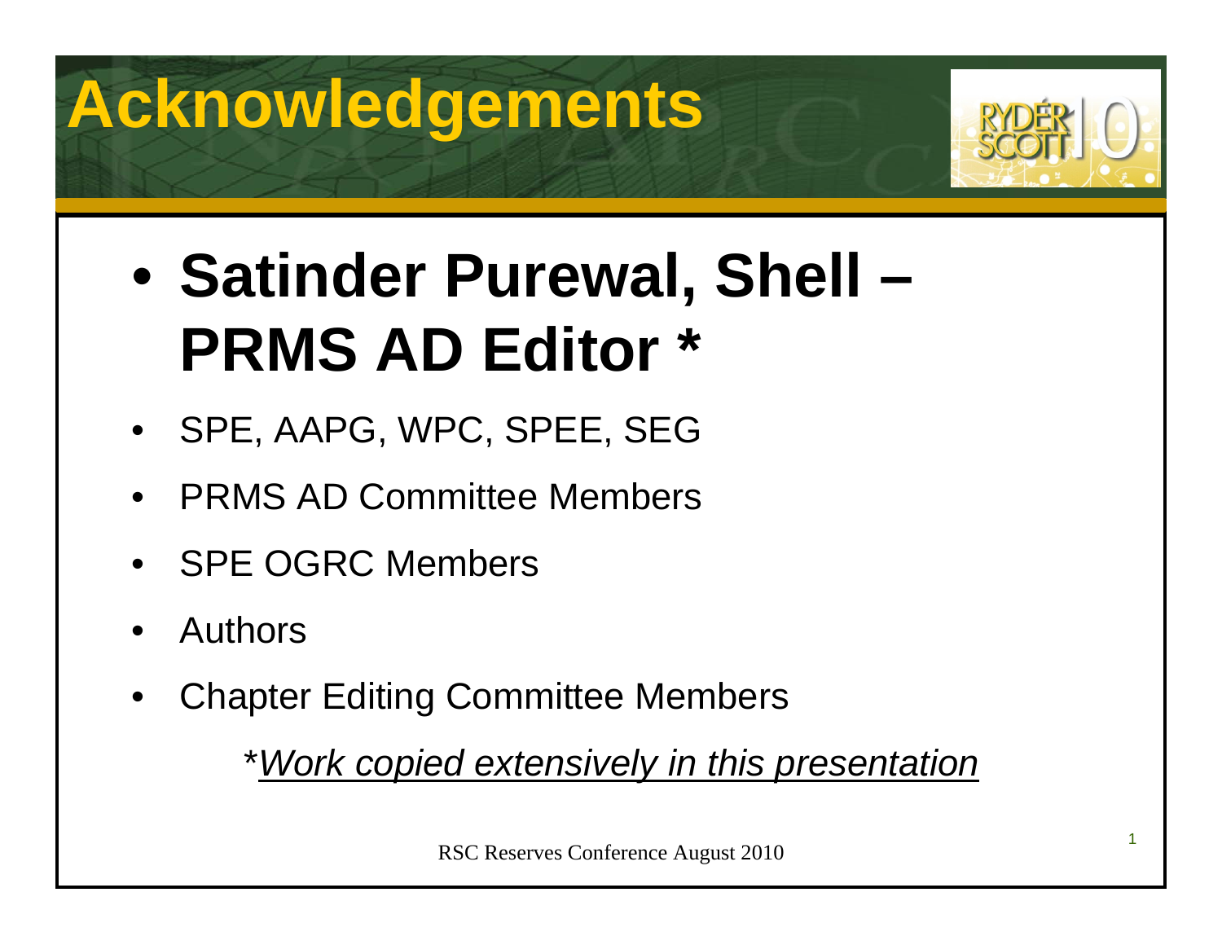# Acknowledgements

- **Satinder Purewal, Shell – PRMS AD Editor \***
- SPE, AAPG, WPC, SPEE, SEG
- PRMS AD Committee Members
- SPE OGRC Members
- Authors
- Chapter Editing Committee Members

*\*Work copied extensively in this presentation*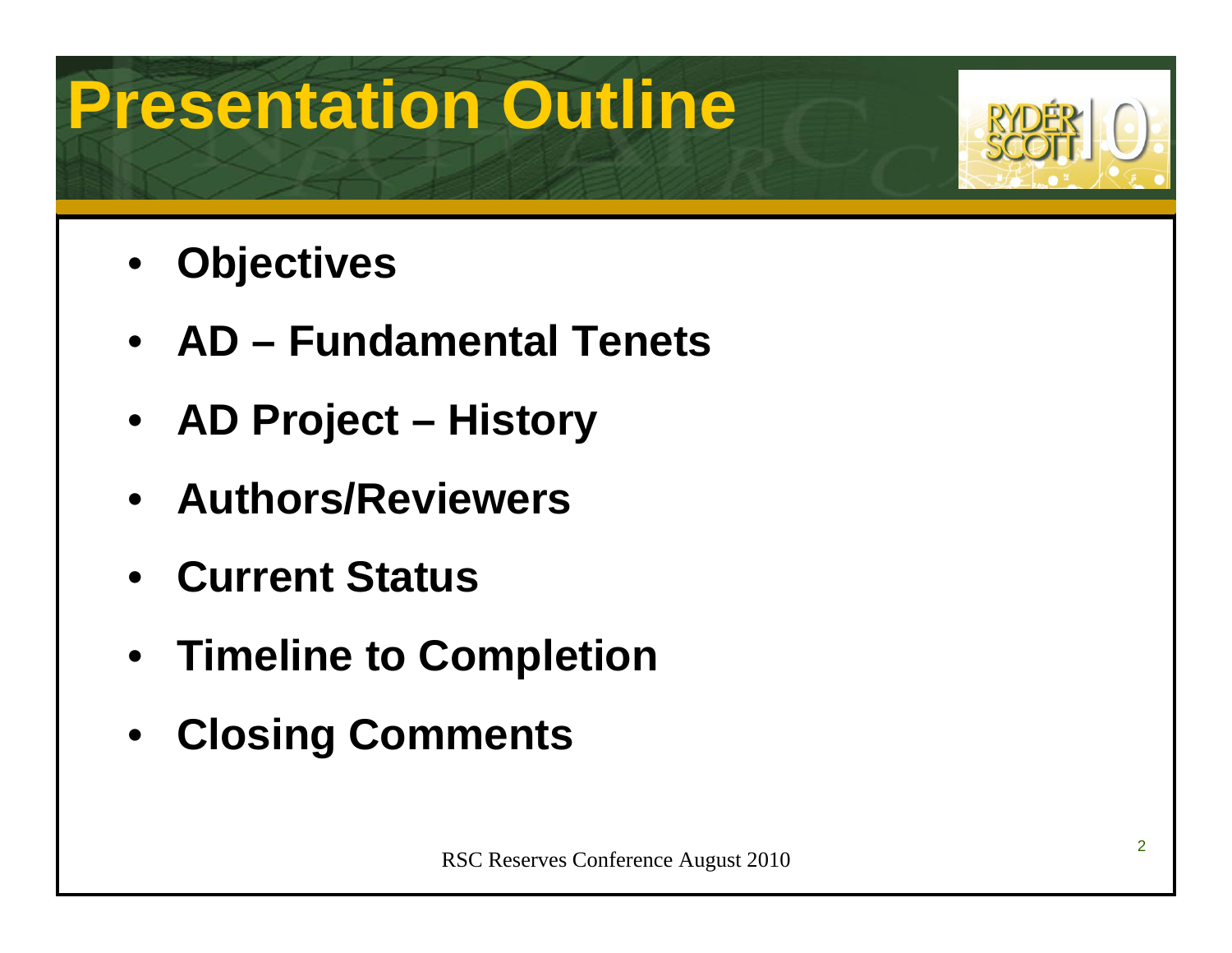# Presentation Outline

- **Objectives**
- **AD – Fundamental Tenets**
- **AD Project – History**
- **Authors/Reviewers**
- **Current Status**
- **Timeline to Completion**
- **Closing Comments**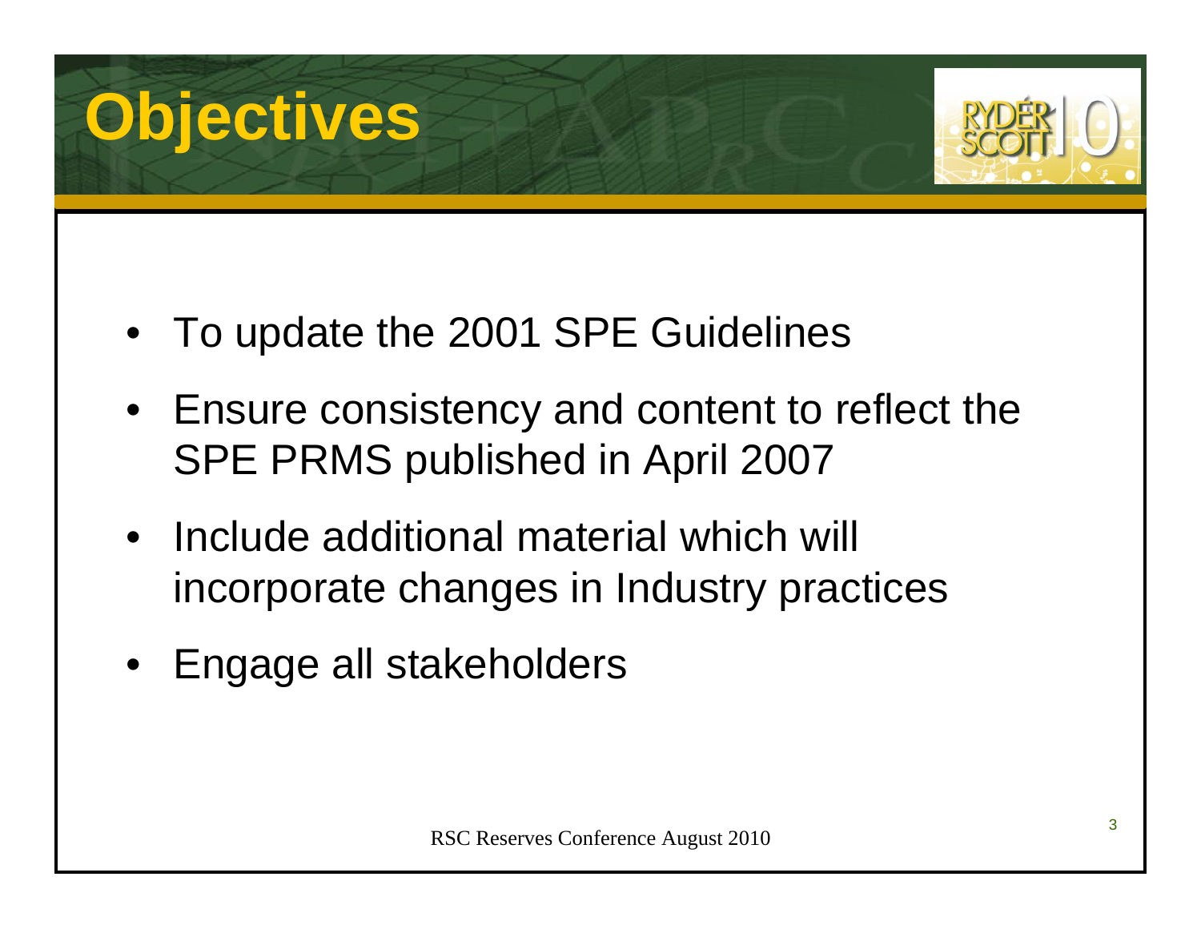# Objectives

- To update the 2001 SPE Guidelines
- Ensure consistency and content to reflect the SPE PRMS published in April 2007
- Include additional material which will incorporate changes in Industry practices
- Engage all stakeholders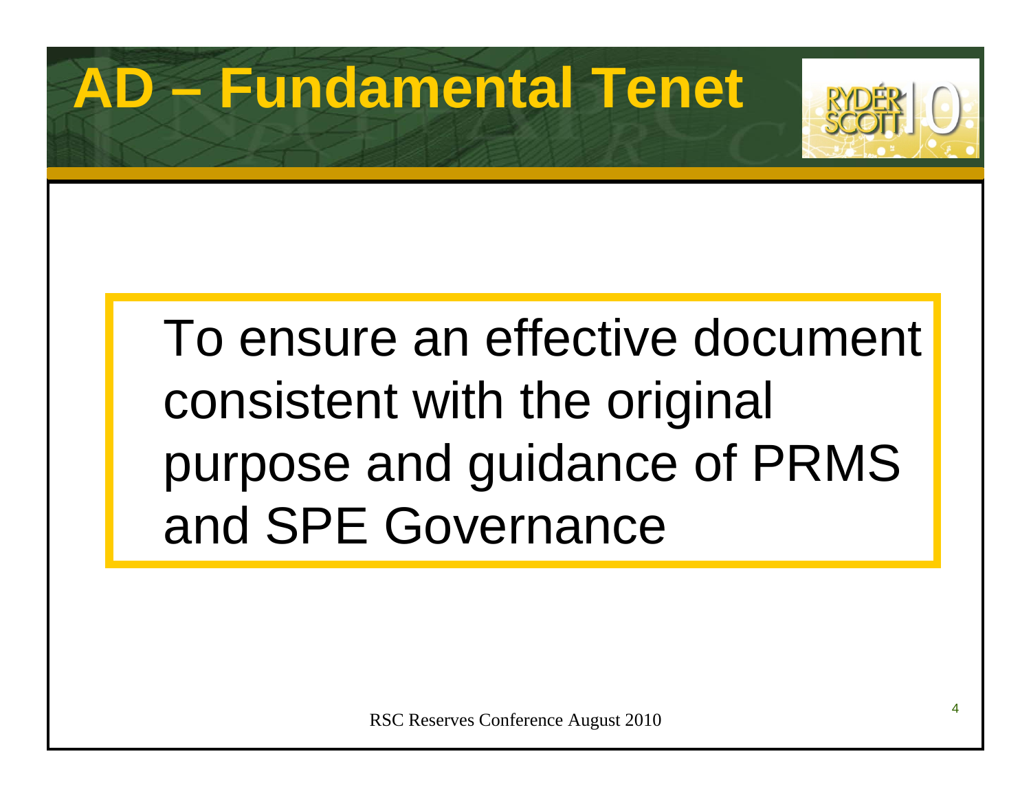# AD – Fundamental Tenet

To ensure an effective document consistent with the original purpose and guidance of PRMS and SPE Governance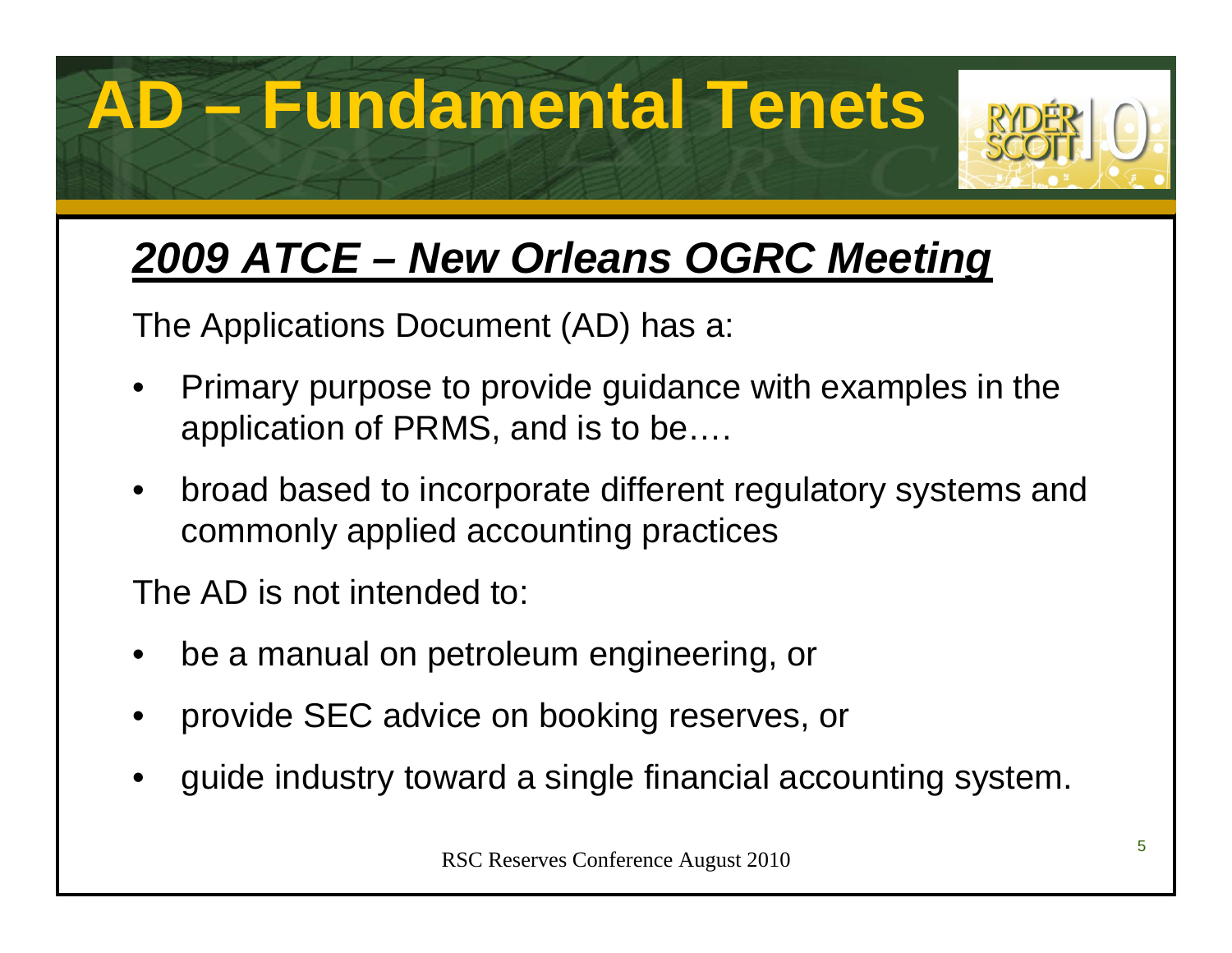# AD – Fundamental Tenets

## ***2009 ATCE – New Orleans OGRC Meeting***

The Applications Document (AD) has a:

- Primary purpose to provide guidance with examples in the application of PRMS, and is to be….
- broad based to incorporate different regulatory systems and commonly applied accounting practices

The AD is not intended to:

- be a manual on petroleum engineering, or
- provide SEC advice on booking reserves, or
- guide industry toward a single financial accounting system.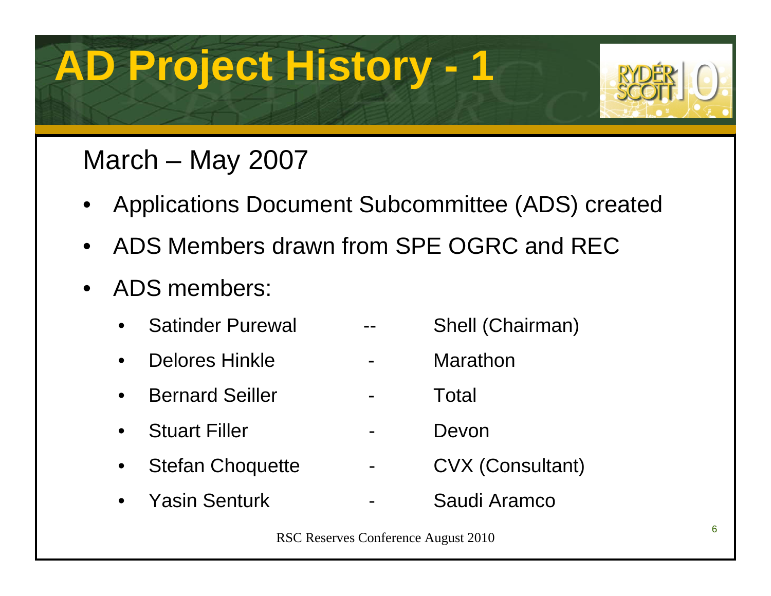# AD Project History - 1

March – May 2007

- Applications Document Subcommittee (ADS) created
- ADS Members drawn from SPE OGRC and REC
- ADS members:
  - Satinder Purewal -- Shell (Chairman)
  - Delores Hinkle - Marathon
  - Bernard Seiller - Total
  - Stuart Filler - Devon
  - Stefan Choquette - CVX (Consultant)
  - Yasin Senturk - Saudi Aramco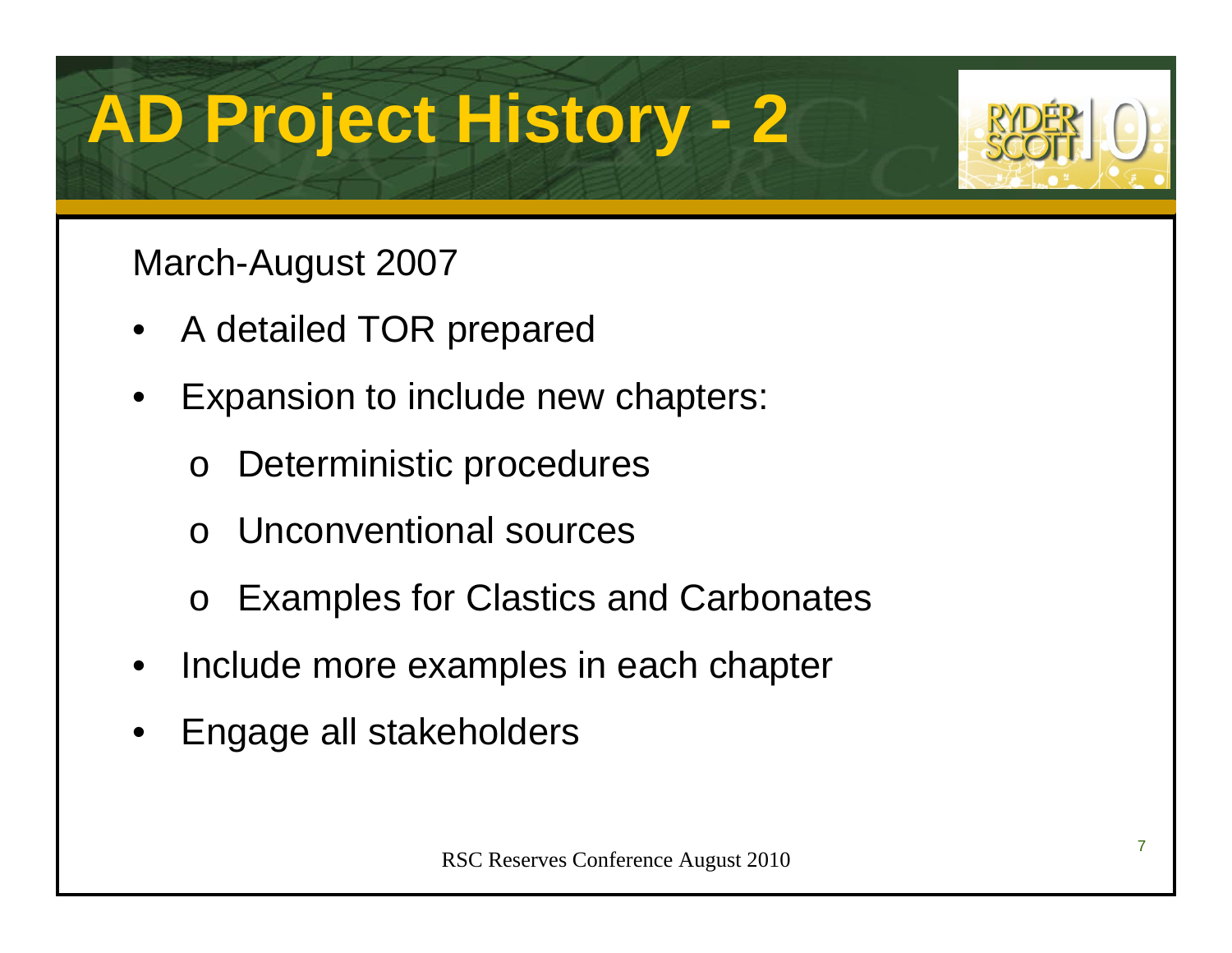# AD Project History - 2

March-August 2007

- A detailed TOR prepared
- Expansion to include new chapters:
  - Deterministic procedures
  - Unconventional sources
  - Examples for Clastics and Carbonates
- Include more examples in each chapter
- Engage all stakeholders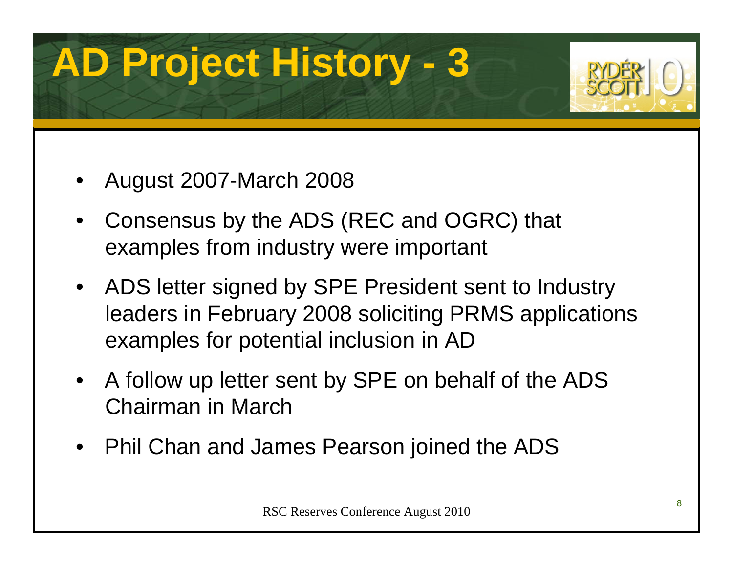# AD Project History - 3

- August 2007-March 2008
- Consensus by the ADS (REC and OGRC) that examples from industry were important
- ADS letter signed by SPE President sent to Industry leaders in February 2008 soliciting PRMS applications examples for potential inclusion in AD
- A follow up letter sent by SPE on behalf of the ADS Chairman in March
- Phil Chan and James Pearson joined the ADS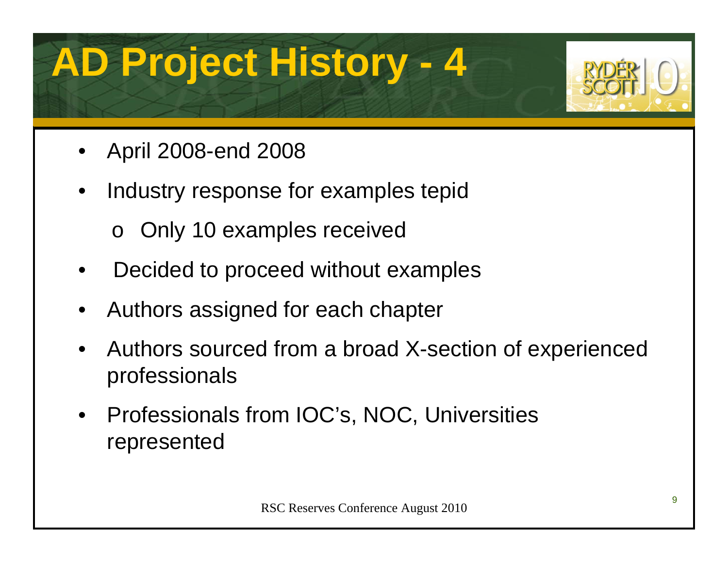# AD Project History - 4

- April 2008-end 2008
- Industry response for examples tepid
    - Only 10 examples received
- Decided to proceed without examples
- Authors assigned for each chapter
- Authors sourced from a broad X-section of experienced professionals
- Professionals from IOC's, NOC, Universities represented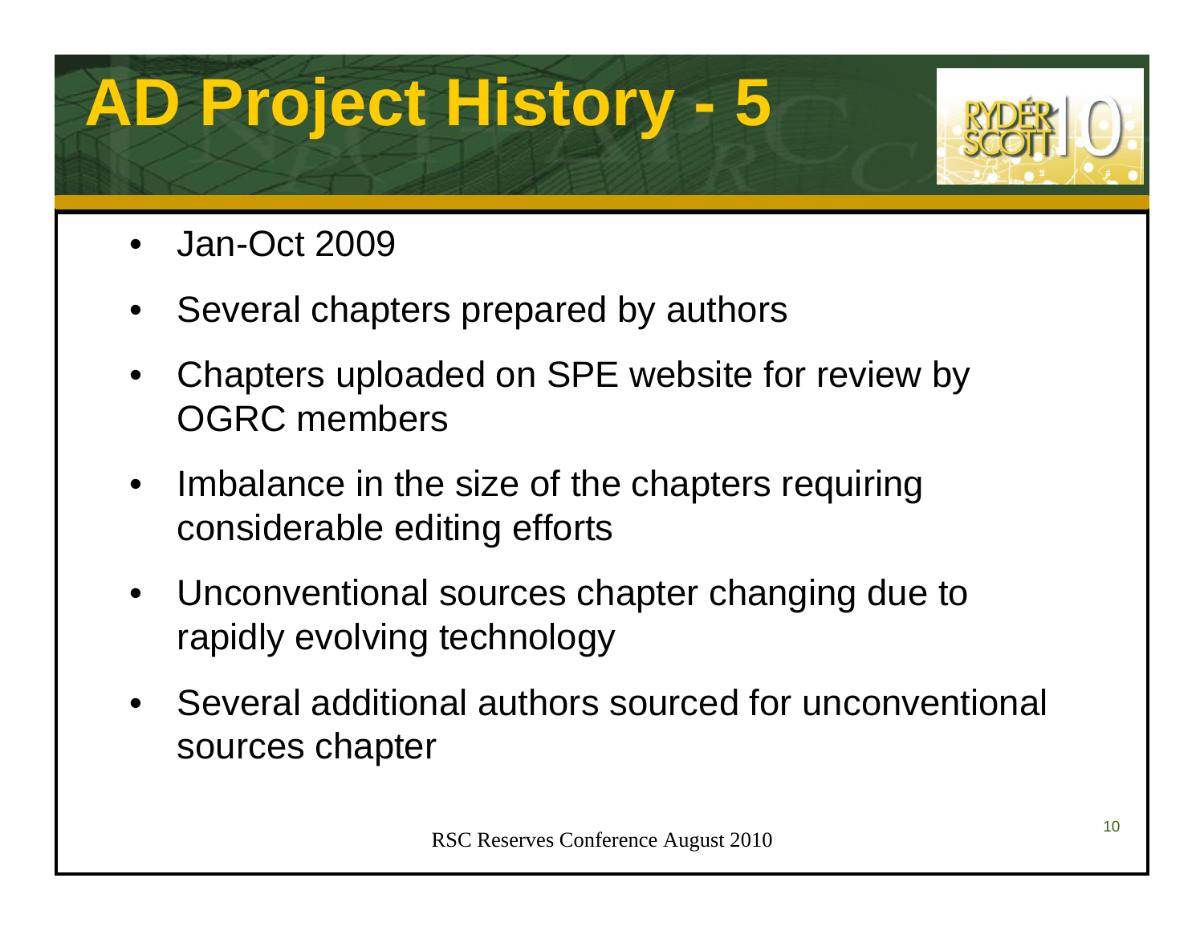# AD Project History - 5

- Jan-Oct 2009
- Several chapters prepared by authors
- Chapters uploaded on SPE website for review by OGRC members
- Imbalance in the size of the chapters requiring considerable editing efforts
- Unconventional sources chapter changing due to rapidly evolving technology
- Several additional authors sourced for unconventional sources chapter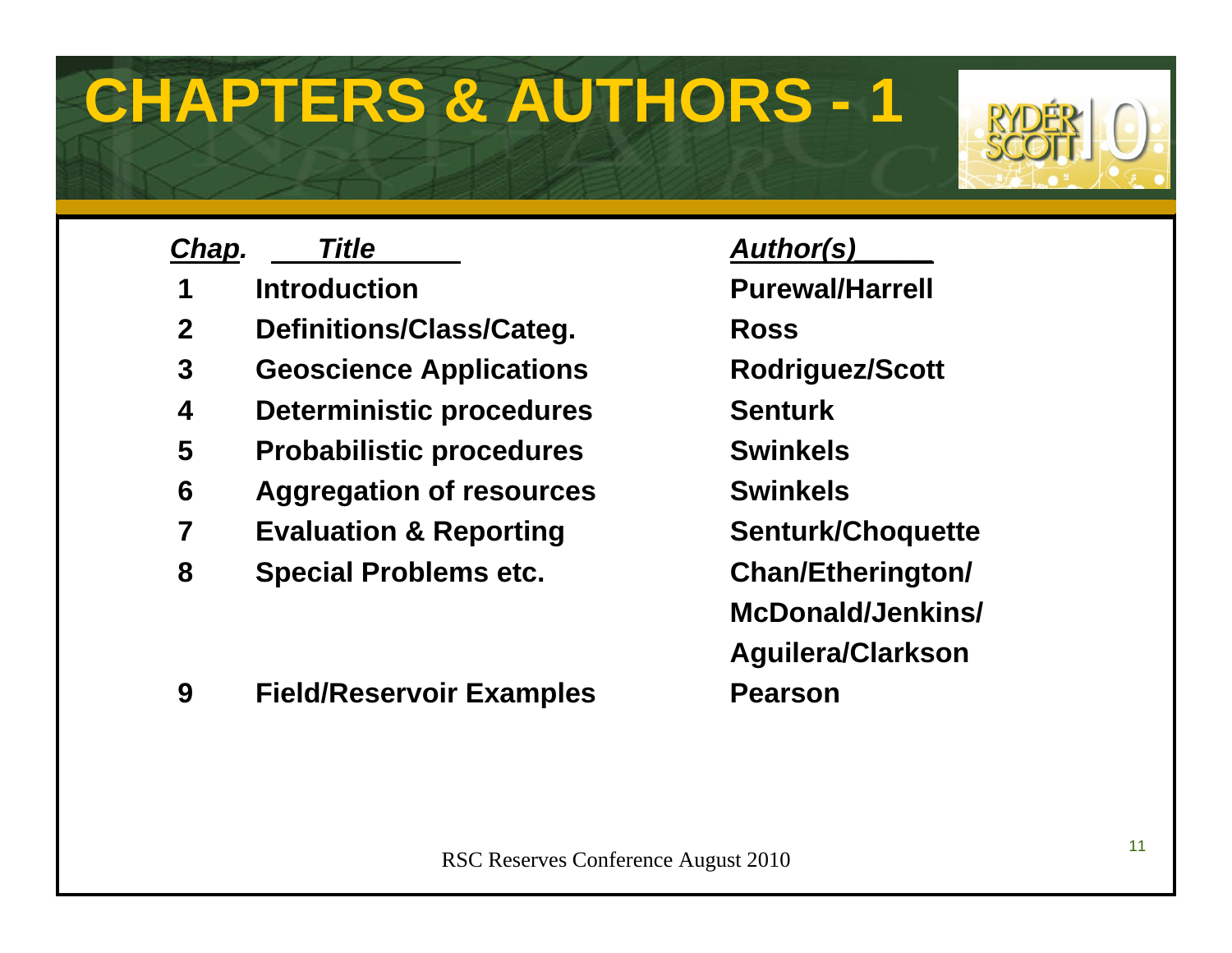# CHAPTERS & AUTHORS - 1

| Chap. | Title | Author(s) |
|---|---|---|
| 1 | Introduction | Purewal/Harrell |
| 2 | Definitions/Class/Categ. | Ross |
| 3 | Geoscience Applications | Rodriguez/Scott |
| 4 | Deterministic procedures | Senturk |
| 5 | Probabilistic procedures | Swinkels |
| 6 | Aggregation of resources | Swinkels |
| 7 | Evaluation & Reporting | Senturk/Choquette |
| 8 | Special Problems etc. | Chan/Etherington/ McDonald/Jenkins/ Aguilera/Clarkson |
| 9 | Field/Reservoir Examples | Pearson |

RSC Reserves Conference August 2010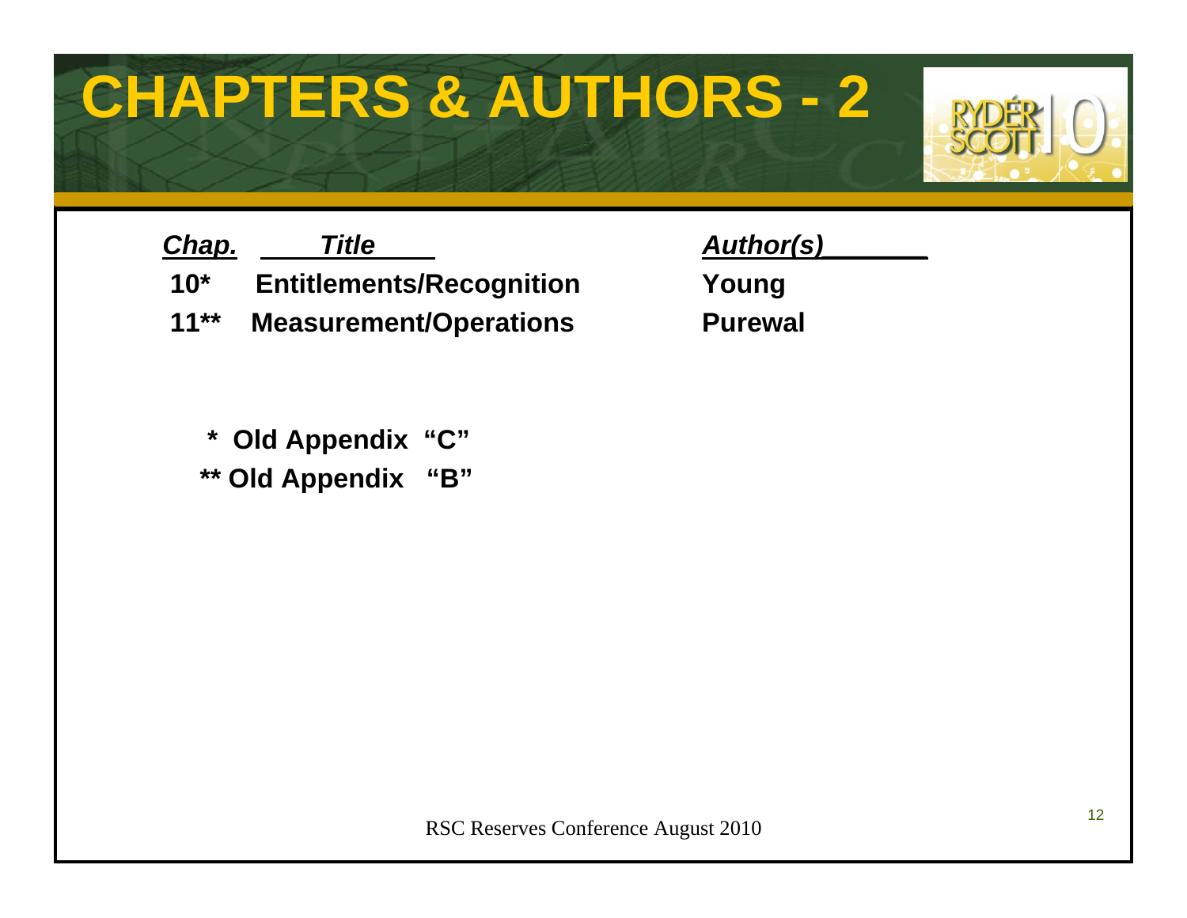# CHAPTERS & AUTHORS - 2

| *Chap.* | *Title* | *Author(s)* |
| --- | --- | --- |
| **10*** | **Entitlements/Recognition** | **Young** |
| **11**** | **Measurement/Operations** | **Purewal** |

**\* Old Appendix "C"**

**\*\* Old Appendix "B"**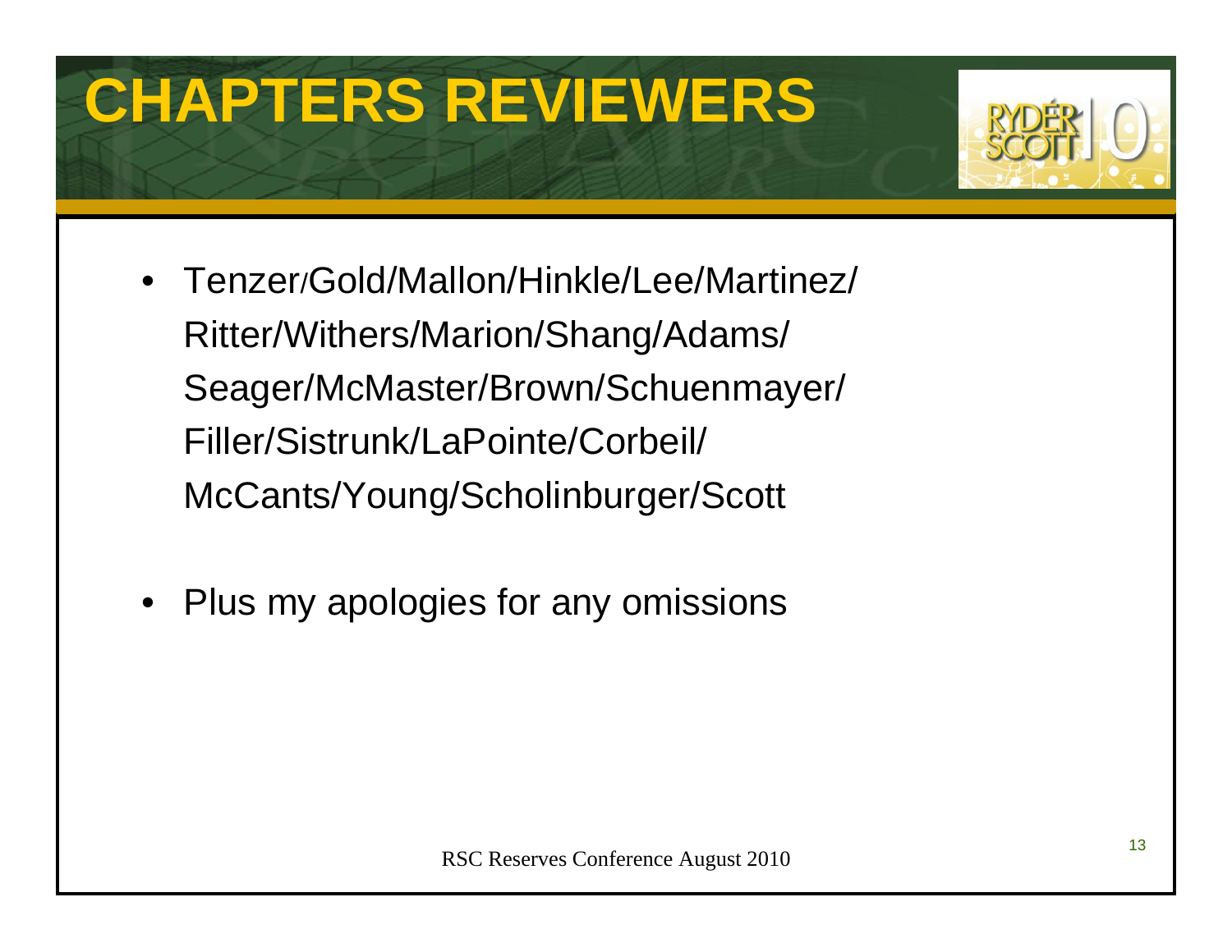# CHAPTERS REVIEWERS

- Tenzer/Gold/Mallon/Hinkle/Lee/Martinez/ Ritter/Withers/Marion/Shang/Adams/ Seager/McMaster/Brown/Schuenmayer/ Filler/Sistrunk/LaPointe/Corbeil/ McCants/Young/Scholinburger/Scott
- Plus my apologies for any omissions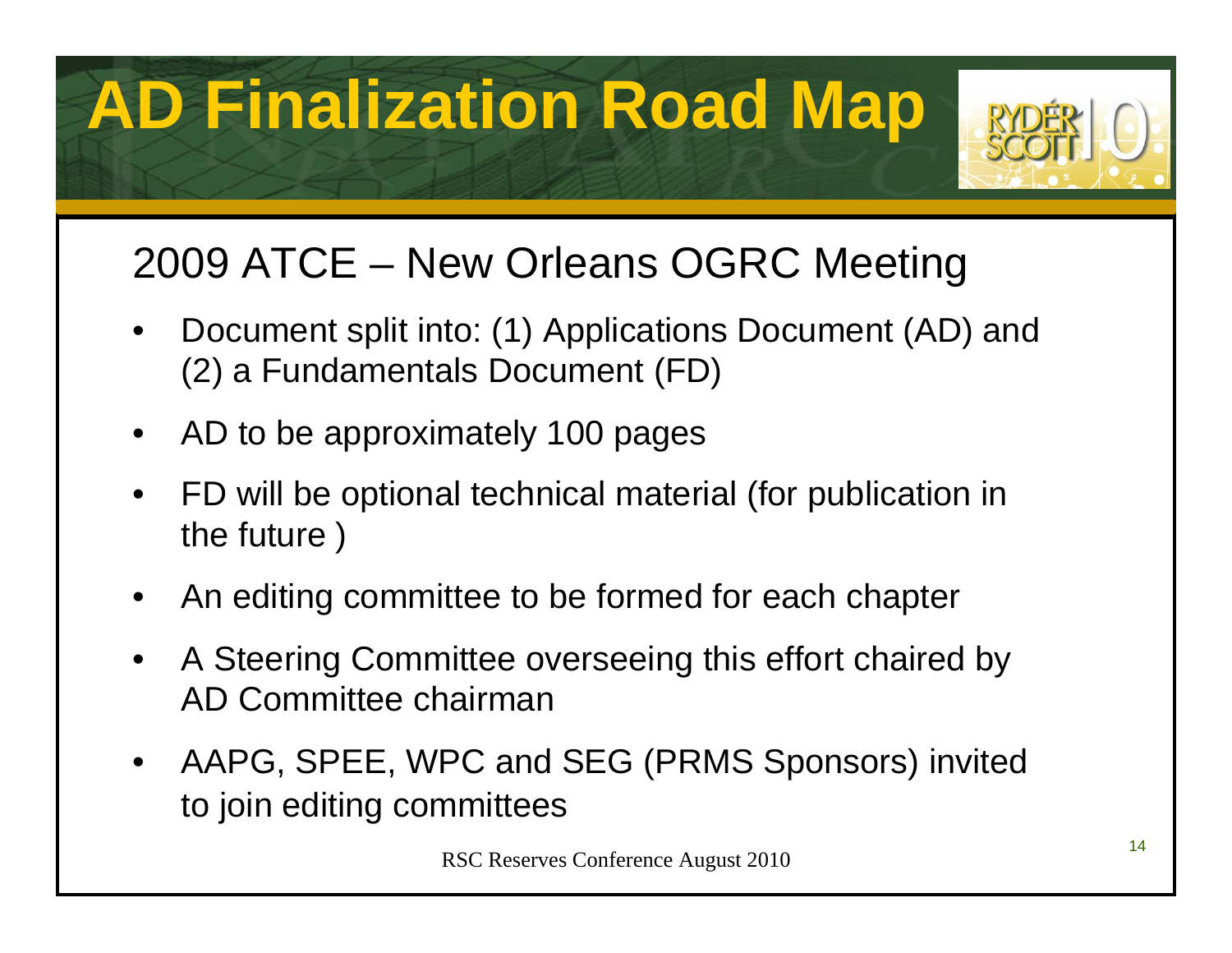# AD Finalization Road Map

## 2009 ATCE – New Orleans OGRC Meeting

- Document split into: (1) Applications Document (AD) and (2) a Fundamentals Document (FD)
- AD to be approximately 100 pages
- FD will be optional technical material (for publication in the future )
- An editing committee to be formed for each chapter
- A Steering Committee overseeing this effort chaired by AD Committee chairman
- AAPG, SPEE, WPC and SEG (PRMS Sponsors) invited to join editing committees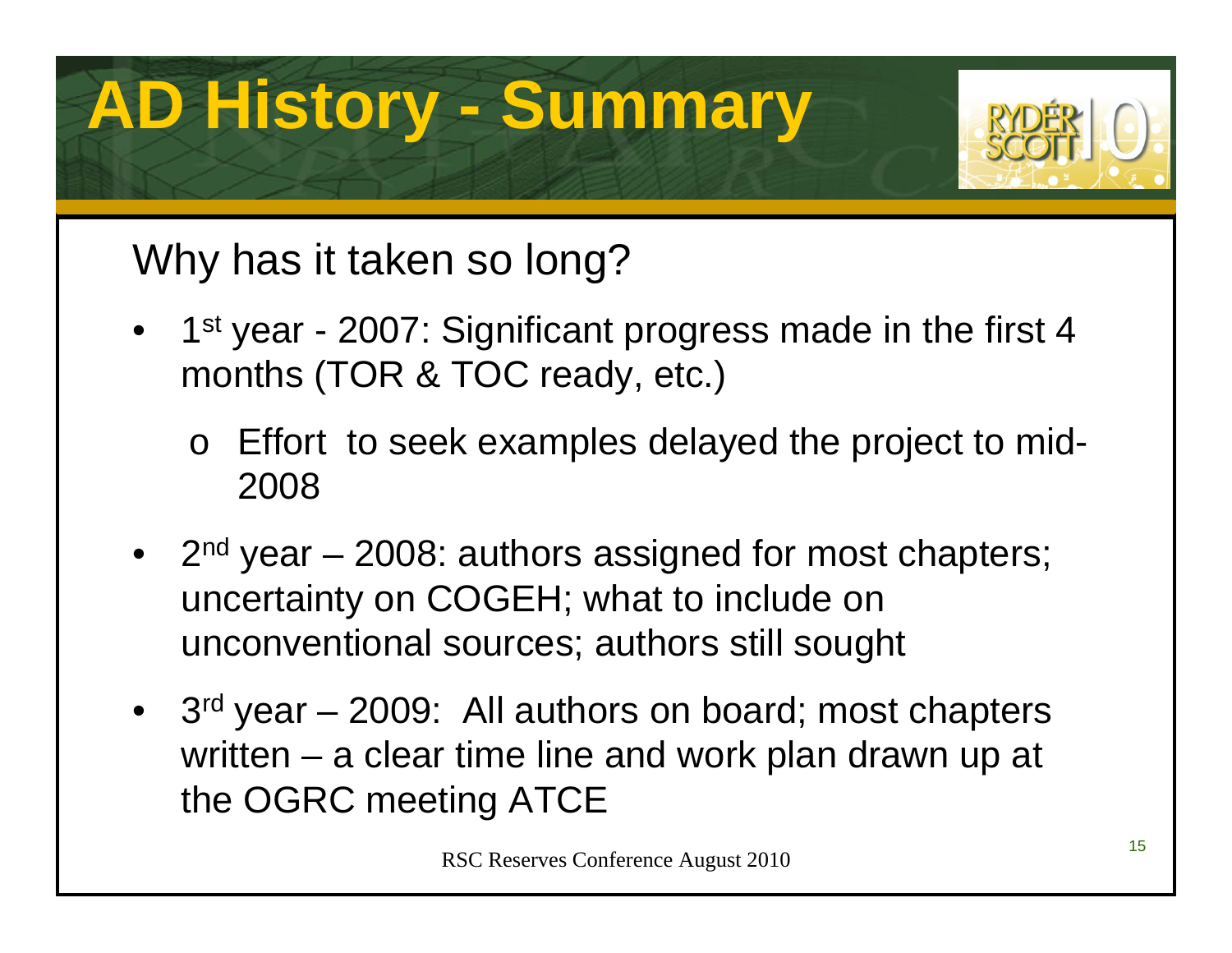# AD History - Summary

Why has it taken so long?

- 1st year - 2007: Significant progress made in the first 4 months (TOR & TOC ready, etc.)
  - Effort to seek examples delayed the project to mid-2008
- 2nd year – 2008: authors assigned for most chapters; uncertainty on COGEH; what to include on unconventional sources; authors still sought
- 3rd year – 2009: All authors on board; most chapters written – a clear time line and work plan drawn up at the OGRC meeting ATCE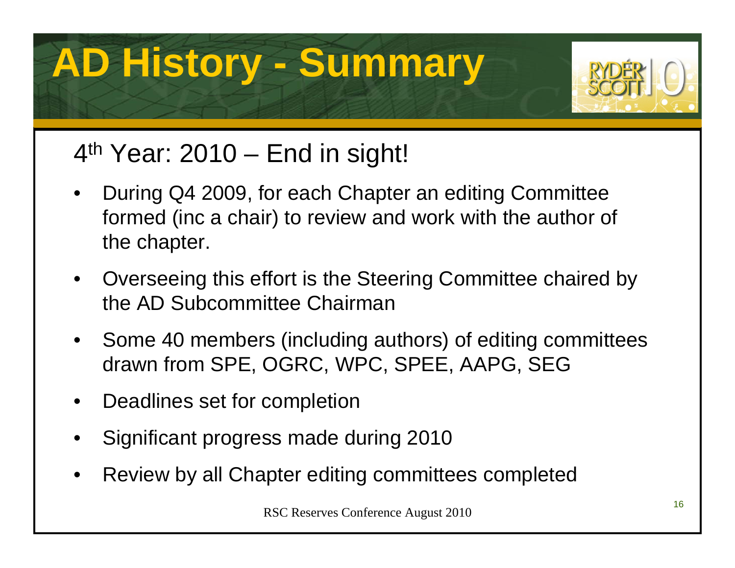# AD History - Summary

## 4th Year: 2010 – End in sight!

- During Q4 2009, for each Chapter an editing Committee formed (inc a chair) to review and work with the author of the chapter.
- Overseeing this effort is the Steering Committee chaired by the AD Subcommittee Chairman
- Some 40 members (including authors) of editing committees drawn from SPE, OGRC, WPC, SPEE, AAPG, SEG
- Deadlines set for completion
- Significant progress made during 2010
- Review by all Chapter editing committees completed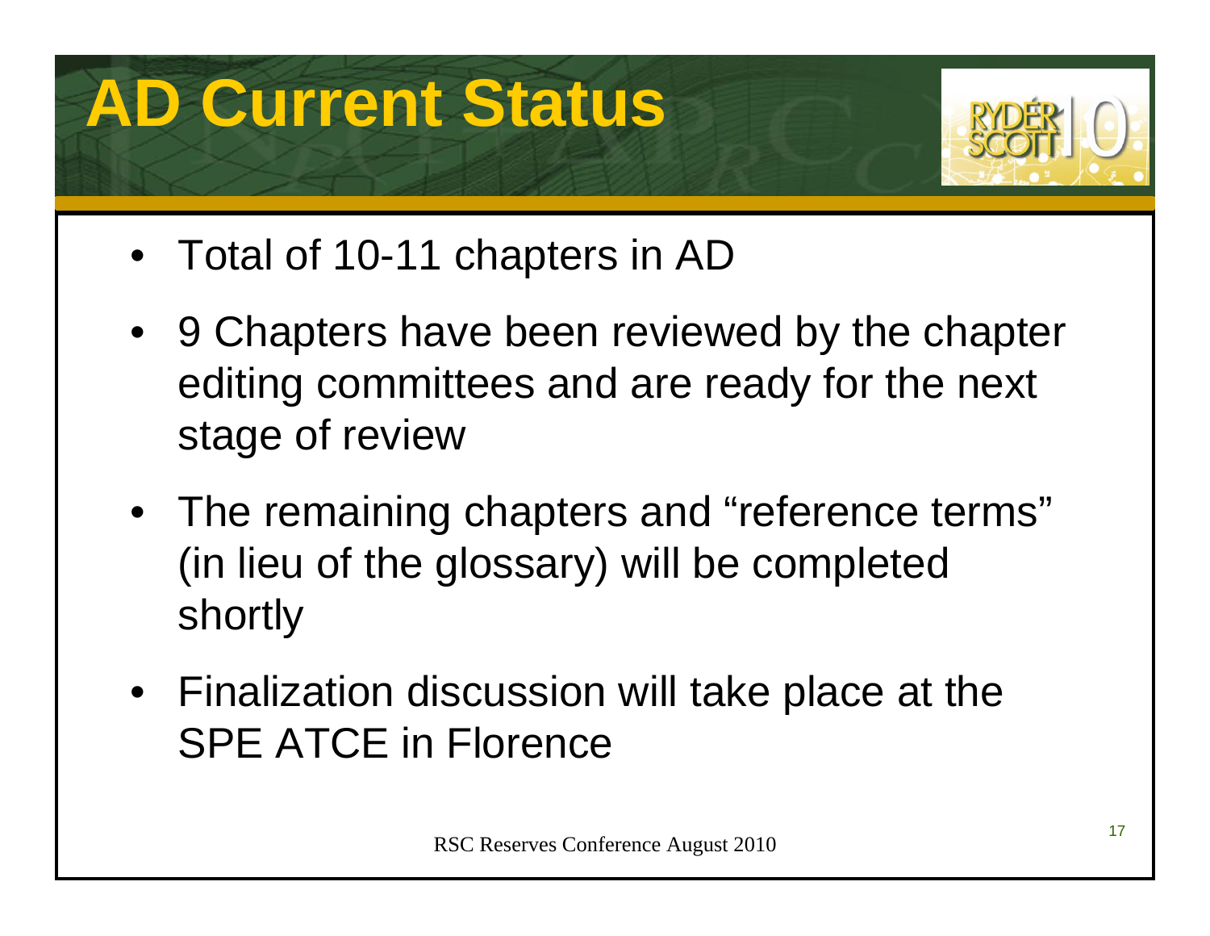# AD Current Status

- Total of 10-11 chapters in AD
- 9 Chapters have been reviewed by the chapter editing committees and are ready for the next stage of review
- The remaining chapters and "reference terms" (in lieu of the glossary) will be completed shortly
- Finalization discussion will take place at the SPE ATCE in Florence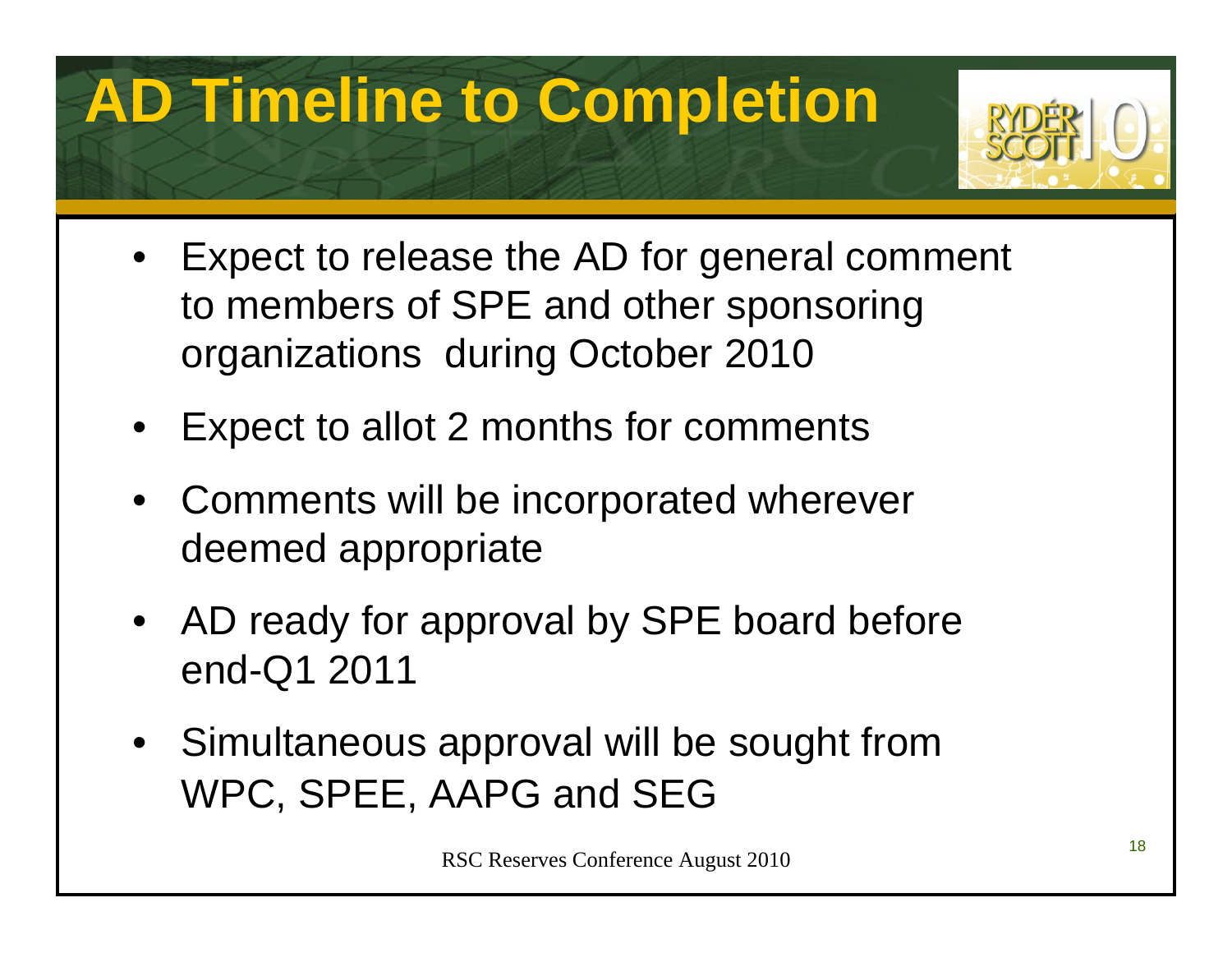# AD Timeline to Completion

- Expect to release the AD for general comment to members of SPE and other sponsoring organizations during October 2010
- Expect to allot 2 months for comments
- Comments will be incorporated wherever deemed appropriate
- AD ready for approval by SPE board before end-Q1 2011
- Simultaneous approval will be sought from WPC, SPEE, AAPG and SEG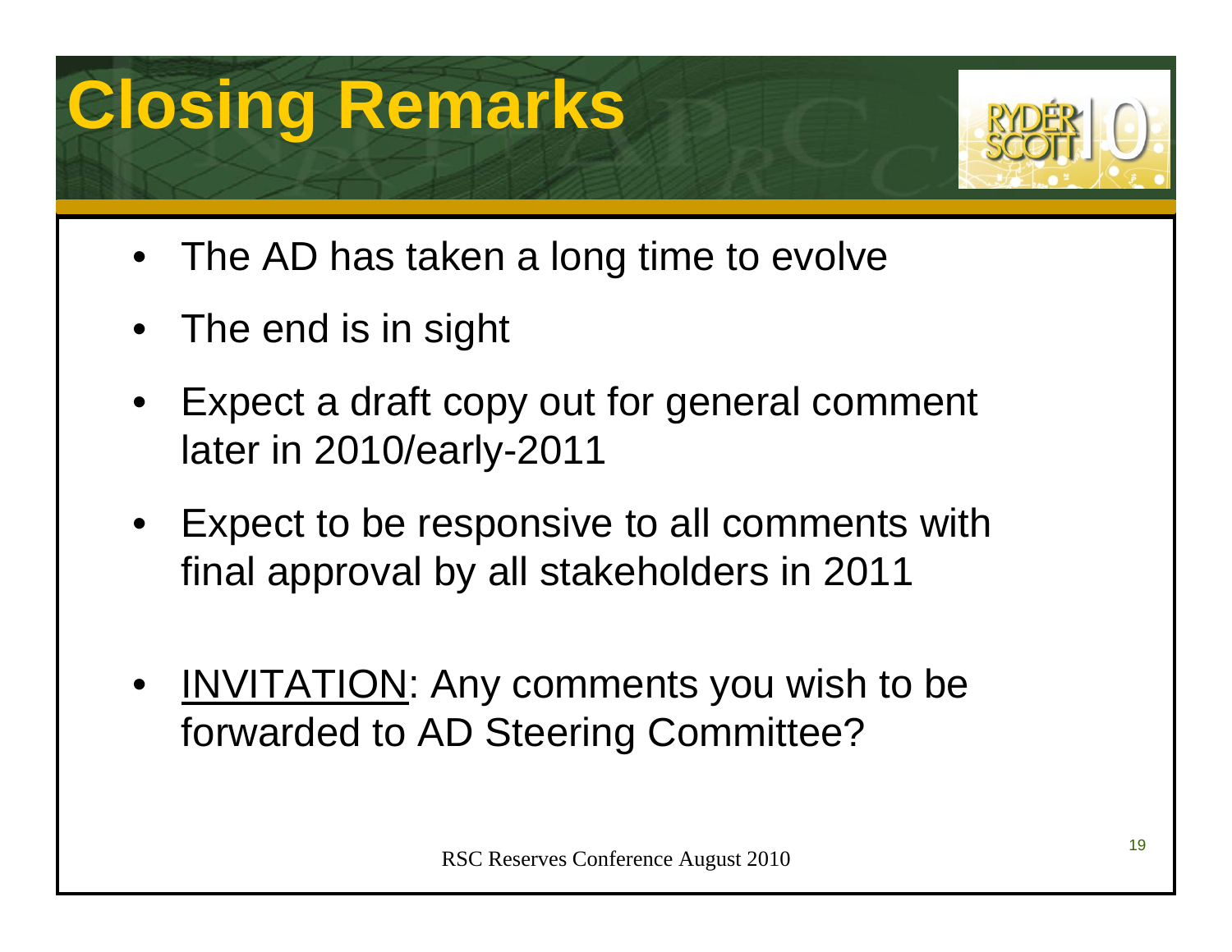# Closing Remarks

- The AD has taken a long time to evolve
- The end is in sight
- Expect a draft copy out for general comment later in 2010/early-2011
- Expect to be responsive to all comments with final approval by all stakeholders in 2011
- <u>INVITATION</u>: Any comments you wish to be forwarded to AD Steering Committee?